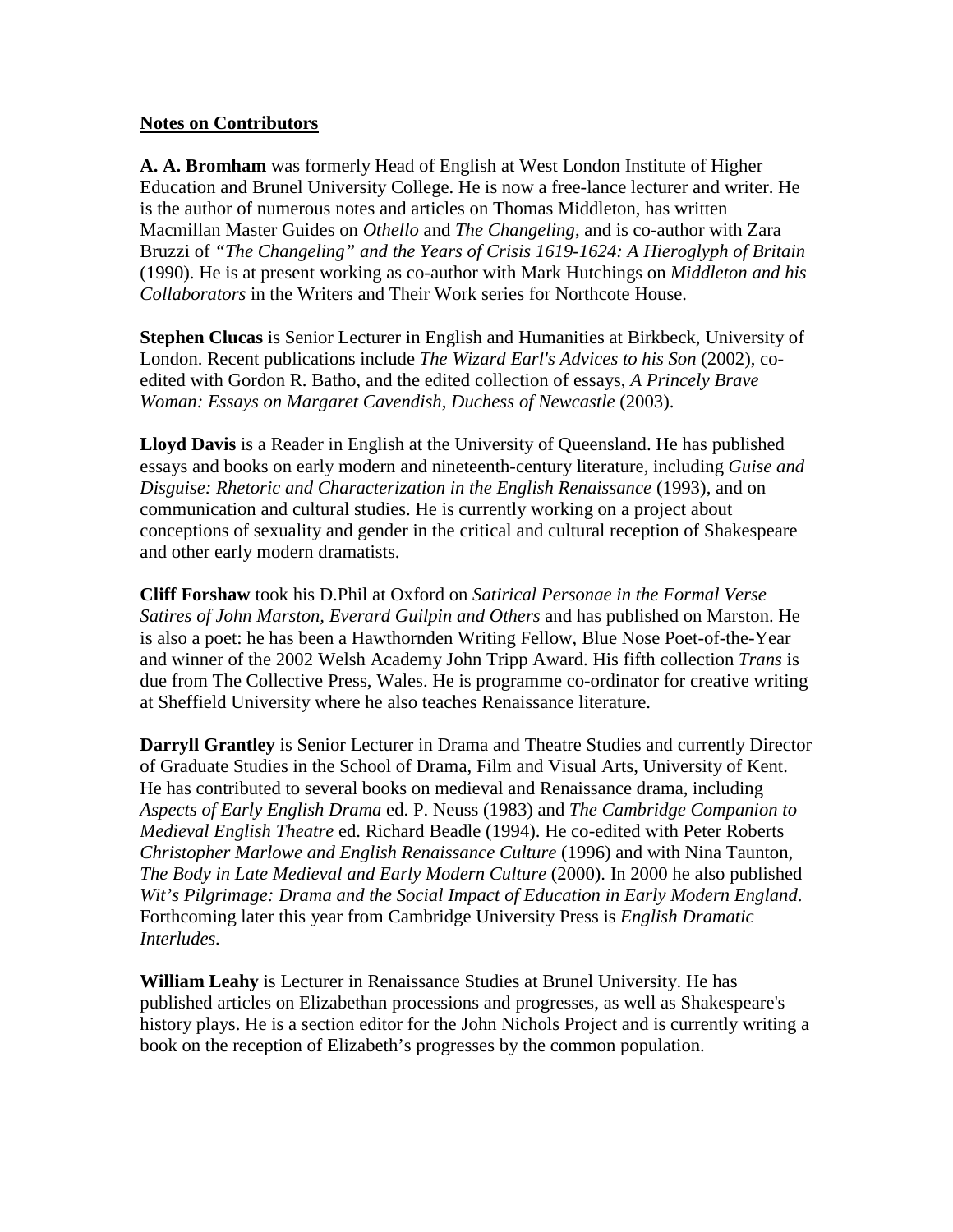## Notes on Contributors

**A. A. Bromham** was formerly Head of English at West London Institute of Higher Education and Brunel University College. He is now a free-lance lecturer and writer. He is the author of numerous notes and articles on Thomas Middleton, has written Macmillan Master Guides on *Othello* and *The Changeling*, and is co-author with Zara Bruzzi of *"The Changeling" and the Years of Crisis 1619-1624: A Hieroglyph of Britain* (1990). He is at present working as co-author with Mark Hutchings on *Middleton and his Collaborators* in the Writers and Their Work series for Northcote House.

**Stephen Clucas** is Senior Lecturer in English and Humanities at Birkbeck, University of London. Recent publications include *The Wizard Earl's Advices to his Son* (2002), co-edited with Gordon R. Batho, and the edited collection of essays, *A Princely Brave Woman: Essays on Margaret Cavendish, Duchess of Newcastle* (2003).

**Lloyd Davis** is a Reader in English at the University of Queensland. He has published essays and books on early modern and nineteenth-century literature, including *Guise and Disguise: Rhetoric and Characterization in the English Renaissance* (1993), and on communication and cultural studies. He is currently working on a project about conceptions of sexuality and gender in the critical and cultural reception of Shakespeare and other early modern dramatists.

**Cliff Forshaw** took his D.Phil at Oxford on *Satirical Personae in the Formal Verse Satires of John Marston, Everard Guilpin and Others* and has published on Marston. He is also a poet: he has been a Hawthornden Writing Fellow, Blue Nose Poet-of-the-Year and winner of the 2002 Welsh Academy John Tripp Award. His fifth collection *Trans* is due from The Collective Press, Wales. He is programme co-ordinator for creative writing at Sheffield University where he also teaches Renaissance literature.

**Darryll Grantley** is Senior Lecturer in Drama and Theatre Studies and currently Director of Graduate Studies in the School of Drama, Film and Visual Arts, University of Kent. He has contributed to several books on medieval and Renaissance drama, including *Aspects of Early English Drama* ed. P. Neuss (1983) and *The Cambridge Companion to Medieval English Theatre* ed. Richard Beadle (1994). He co-edited with Peter Roberts *Christopher Marlowe and English Renaissance Culture* (1996) and with Nina Taunton, *The Body in Late Medieval and Early Modern Culture* (2000). In 2000 he also published *Wit's Pilgrimage: Drama and the Social Impact of Education in Early Modern England*. Forthcoming later this year from Cambridge University Press is *English Dramatic Interludes.*

**William Leahy** is Lecturer in Renaissance Studies at Brunel University. He has published articles on Elizabethan processions and progresses, as well as Shakespeare's history plays. He is a section editor for the John Nichols Project and is currently writing a book on the reception of Elizabeth's progresses by the common population.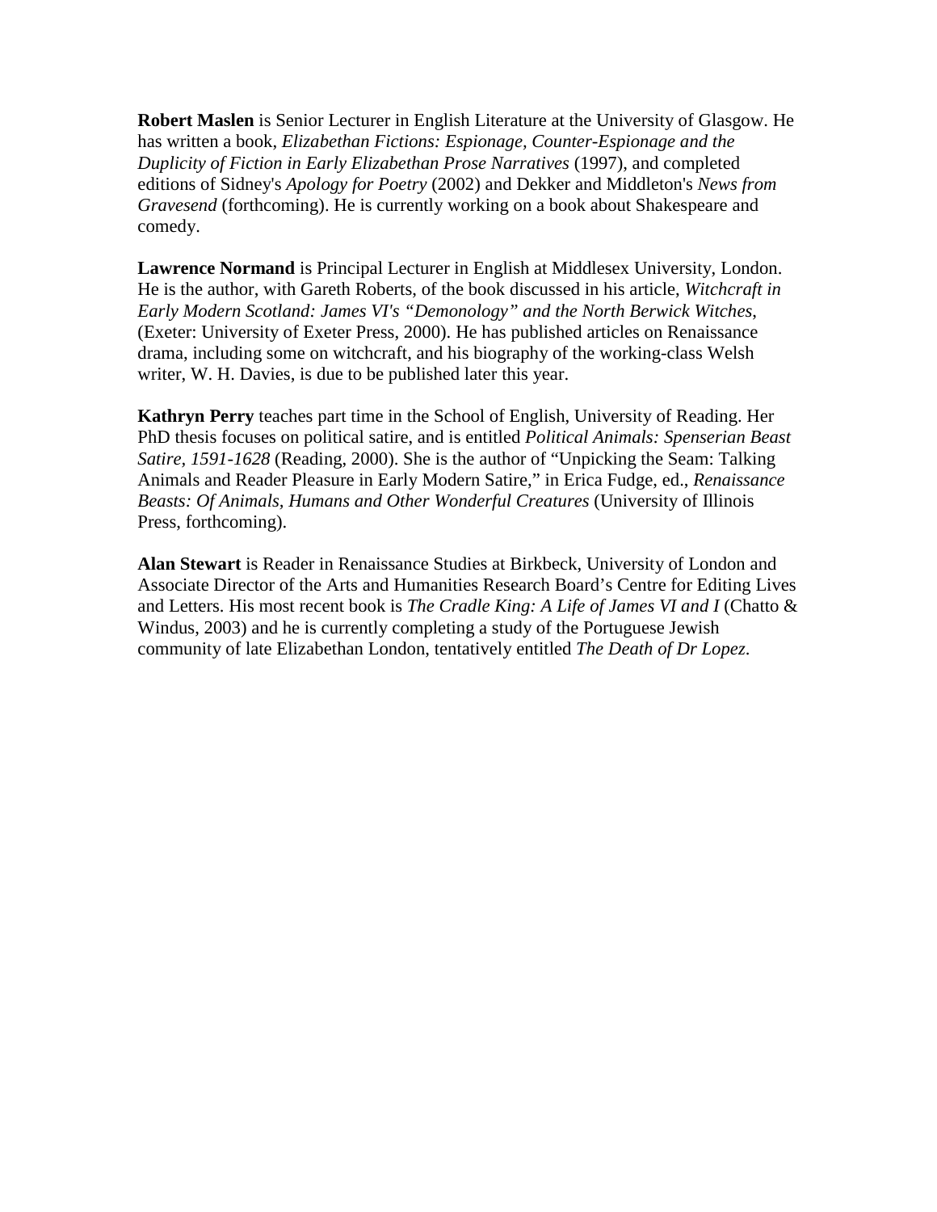**Robert Maslen** is Senior Lecturer in English Literature at the University of Glasgow. He has written a book, *Elizabethan Fictions: Espionage, Counter-Espionage and the Duplicity of Fiction in Early Elizabethan Prose Narratives* (1997), and completed editions of Sidney's *Apology for Poetry* (2002) and Dekker and Middleton's *News from Gravesend* (forthcoming). He is currently working on a book about Shakespeare and comedy.

**Lawrence Normand** is Principal Lecturer in English at Middlesex University, London. He is the author, with Gareth Roberts, of the book discussed in his article, *Witchcraft in Early Modern Scotland: James VI's "Demonology" and the North Berwick Witches*, (Exeter: University of Exeter Press, 2000). He has published articles on Renaissance drama, including some on witchcraft, and his biography of the working-class Welsh writer, W. H. Davies, is due to be published later this year.

**Kathryn Perry** teaches part time in the School of English, University of Reading. Her PhD thesis focuses on political satire, and is entitled *Political Animals: Spenserian Beast Satire, 1591-1628* (Reading, 2000). She is the author of "Unpicking the Seam: Talking Animals and Reader Pleasure in Early Modern Satire," in Erica Fudge, ed., *Renaissance Beasts: Of Animals, Humans and Other Wonderful Creatures* (University of Illinois Press, forthcoming).

**Alan Stewart** is Reader in Renaissance Studies at Birkbeck, University of London and Associate Director of the Arts and Humanities Research Board's Centre for Editing Lives and Letters. His most recent book is *The Cradle King: A Life of James VI and I* (Chatto & Windus, 2003) and he is currently completing a study of the Portuguese Jewish community of late Elizabethan London, tentatively entitled *The Death of Dr Lopez*.